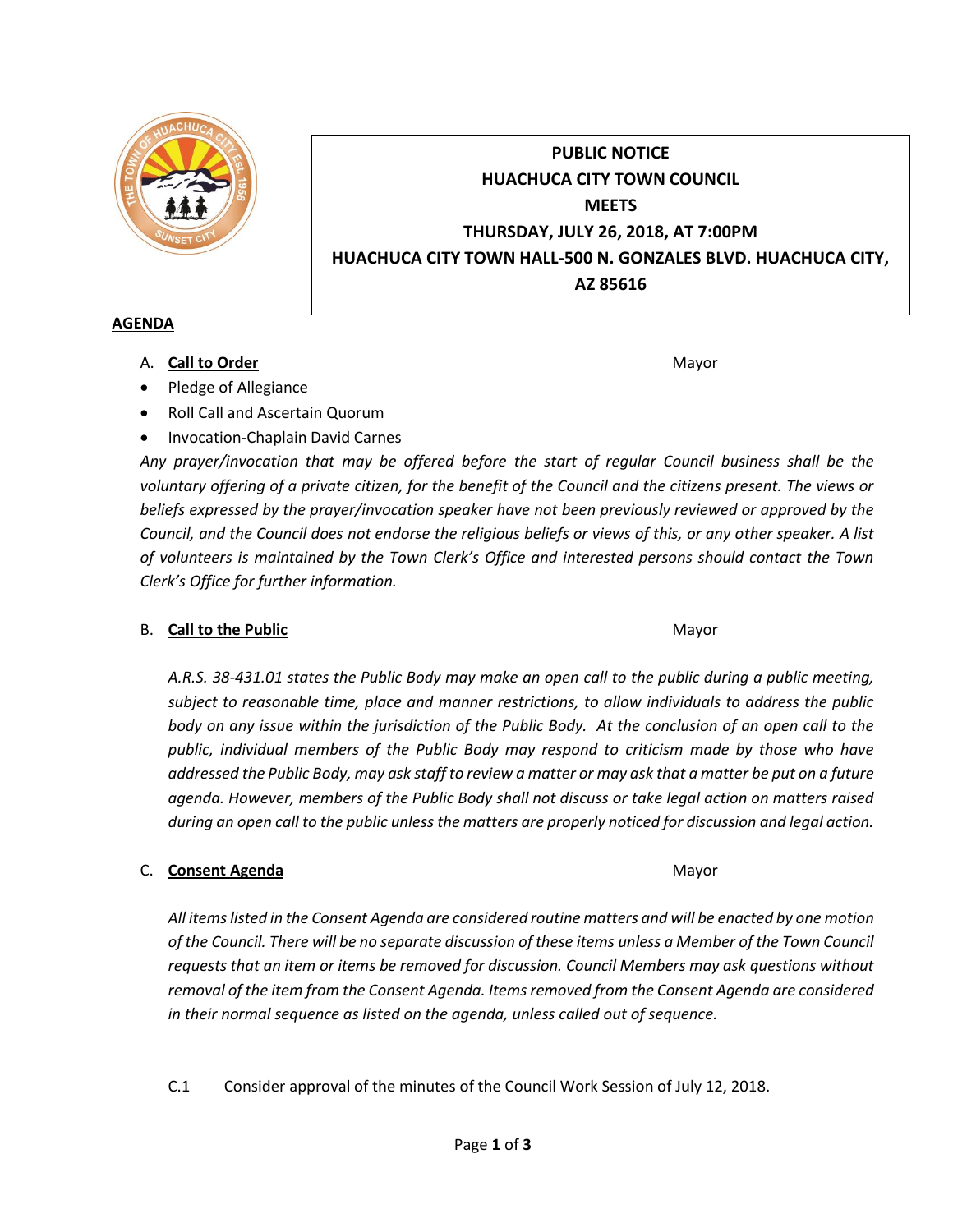**PUBLIC NOTICE**
**HUACHUCA CITY TOWN COUNCIL**
**MEETS**
**THURSDAY, JULY 26, 2018, AT 7:00PM**
**HUACHUCA CITY TOWN HALL-500 N. GONZALES BLVD. HUACHUCA CITY, AZ 85616**

## AGENDA

A. **Call to Order** — Mayor

- Pledge of Allegiance
- Roll Call and Ascertain Quorum
- Invocation-Chaplain David Carnes

*Any prayer/invocation that may be offered before the start of regular Council business shall be the voluntary offering of a private citizen, for the benefit of the Council and the citizens present. The views or beliefs expressed by the prayer/invocation speaker have not been previously reviewed or approved by the Council, and the Council does not endorse the religious beliefs or views of this, or any other speaker. A list of volunteers is maintained by the Town Clerk's Office and interested persons should contact the Town Clerk's Office for further information.*

B. **Call to the Public** — Mayor

*A.R.S. 38-431.01 states the Public Body may make an open call to the public during a public meeting, subject to reasonable time, place and manner restrictions, to allow individuals to address the public body on any issue within the jurisdiction of the Public Body. At the conclusion of an open call to the public, individual members of the Public Body may respond to criticism made by those who have addressed the Public Body, may ask staff to review a matter or may ask that a matter be put on a future agenda. However, members of the Public Body shall not discuss or take legal action on matters raised during an open call to the public unless the matters are properly noticed for discussion and legal action.*

C. **Consent Agenda** — Mayor

*All items listed in the Consent Agenda are considered routine matters and will be enacted by one motion of the Council. There will be no separate discussion of these items unless a Member of the Town Council requests that an item or items be removed for discussion. Council Members may ask questions without removal of the item from the Consent Agenda. Items removed from the Consent Agenda are considered in their normal sequence as listed on the agenda, unless called out of sequence.*

C.1 Consider approval of the minutes of the Council Work Session of July 12, 2018.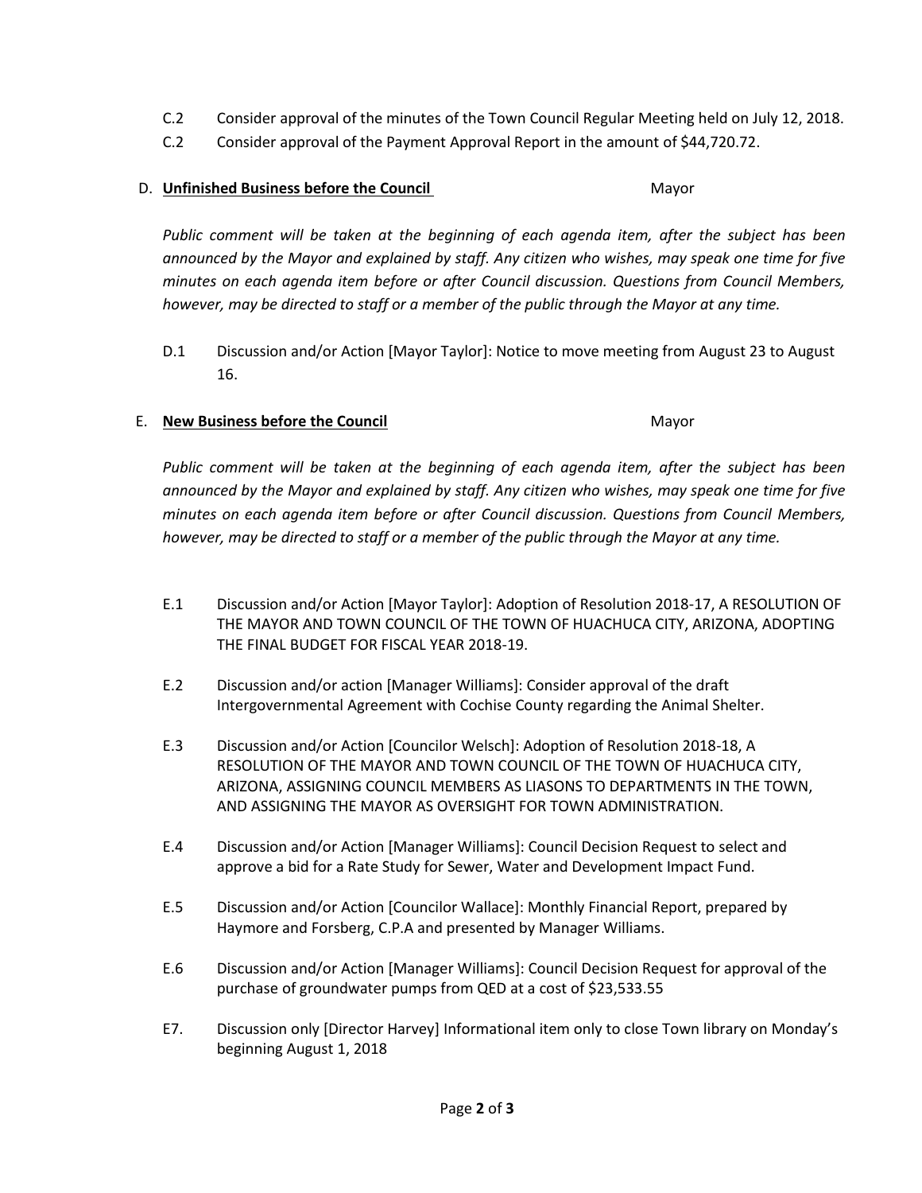C.2 Consider approval of the minutes of the Town Council Regular Meeting held on July 12, 2018.

C.2 Consider approval of the Payment Approval Report in the amount of $44,720.72.

D. **Unfinished Business before the Council** Mayor

*Public comment will be taken at the beginning of each agenda item, after the subject has been announced by the Mayor and explained by staff. Any citizen who wishes, may speak one time for five minutes on each agenda item before or after Council discussion. Questions from Council Members, however, may be directed to staff or a member of the public through the Mayor at any time.*

D.1 Discussion and/or Action [Mayor Taylor]: Notice to move meeting from August 23 to August 16.

E. **New Business before the Council** Mayor

*Public comment will be taken at the beginning of each agenda item, after the subject has been announced by the Mayor and explained by staff. Any citizen who wishes, may speak one time for five minutes on each agenda item before or after Council discussion. Questions from Council Members, however, may be directed to staff or a member of the public through the Mayor at any time.*

E.1 Discussion and/or Action [Mayor Taylor]: Adoption of Resolution 2018-17, A RESOLUTION OF THE MAYOR AND TOWN COUNCIL OF THE TOWN OF HUACHUCA CITY, ARIZONA, ADOPTING THE FINAL BUDGET FOR FISCAL YEAR 2018-19.

E.2 Discussion and/or action [Manager Williams]: Consider approval of the draft Intergovernmental Agreement with Cochise County regarding the Animal Shelter.

E.3 Discussion and/or Action [Councilor Welsch]: Adoption of Resolution 2018-18, A RESOLUTION OF THE MAYOR AND TOWN COUNCIL OF THE TOWN OF HUACHUCA CITY, ARIZONA, ASSIGNING COUNCIL MEMBERS AS LIASONS TO DEPARTMENTS IN THE TOWN, AND ASSIGNING THE MAYOR AS OVERSIGHT FOR TOWN ADMINISTRATION.

E.4 Discussion and/or Action [Manager Williams]: Council Decision Request to select and approve a bid for a Rate Study for Sewer, Water and Development Impact Fund.

E.5 Discussion and/or Action [Councilor Wallace]: Monthly Financial Report, prepared by Haymore and Forsberg, C.P.A and presented by Manager Williams.

E.6 Discussion and/or Action [Manager Williams]: Council Decision Request for approval of the purchase of groundwater pumps from QED at a cost of $23,533.55

E7. Discussion only [Director Harvey] Informational item only to close Town library on Monday's beginning August 1, 2018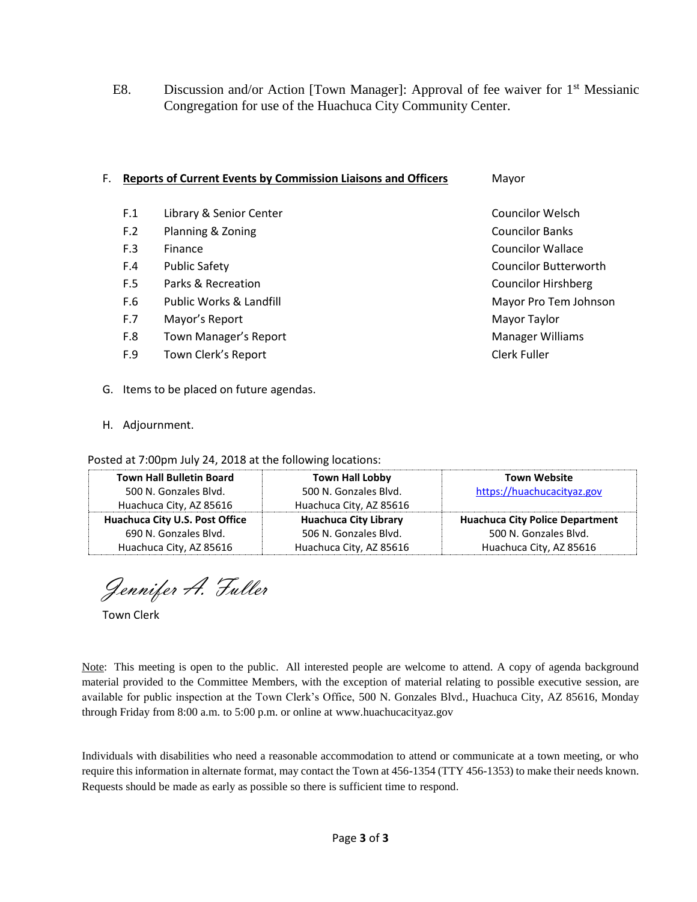E8. Discussion and/or Action [Town Manager]: Approval of fee waiver for 1st Messianic Congregation for use of the Huachuca City Community Center.

F. **Reports of Current Events by Commission Liaisons and Officers** — Mayor

| | | |
|---|---|---|
| F.1 | Library & Senior Center | Councilor Welsch |
| F.2 | Planning & Zoning | Councilor Banks |
| F.3 | Finance | Councilor Wallace |
| F.4 | Public Safety | Councilor Butterworth |
| F.5 | Parks & Recreation | Councilor Hirshberg |
| F.6 | Public Works & Landfill | Mayor Pro Tem Johnson |
| F.7 | Mayor's Report | Mayor Taylor |
| F.8 | Town Manager's Report | Manager Williams |
| F.9 | Town Clerk's Report | Clerk Fuller |

G. Items to be placed on future agendas.

H. Adjournment.

Posted at 7:00pm July 24, 2018 at the following locations:

| | | |
|---|---|---|
| **Town Hall Bulletin Board**<br>500 N. Gonzales Blvd.<br>Huachuca City, AZ 85616 | **Town Hall Lobby**<br>500 N. Gonzales Blvd.<br>Huachuca City, AZ 85616 | **Town Website**<br>https://huachucacityaz.gov |
| **Huachuca City U.S. Post Office**<br>690 N. Gonzales Blvd.<br>Huachuca City, AZ 85616 | **Huachuca City Library**<br>506 N. Gonzales Blvd.<br>Huachuca City, AZ 85616 | **Huachuca City Police Department**<br>500 N. Gonzales Blvd.<br>Huachuca City, AZ 85616 |

*Jennifer A. Fuller*

Town Clerk

Note: This meeting is open to the public. All interested people are welcome to attend. A copy of agenda background material provided to the Committee Members, with the exception of material relating to possible executive session, are available for public inspection at the Town Clerk's Office, 500 N. Gonzales Blvd., Huachuca City, AZ 85616, Monday through Friday from 8:00 a.m. to 5:00 p.m. or online at www.huachucacityaz.gov

Individuals with disabilities who need a reasonable accommodation to attend or communicate at a town meeting, or who require this information in alternate format, may contact the Town at 456-1354 (TTY 456-1353) to make their needs known. Requests should be made as early as possible so there is sufficient time to respond.